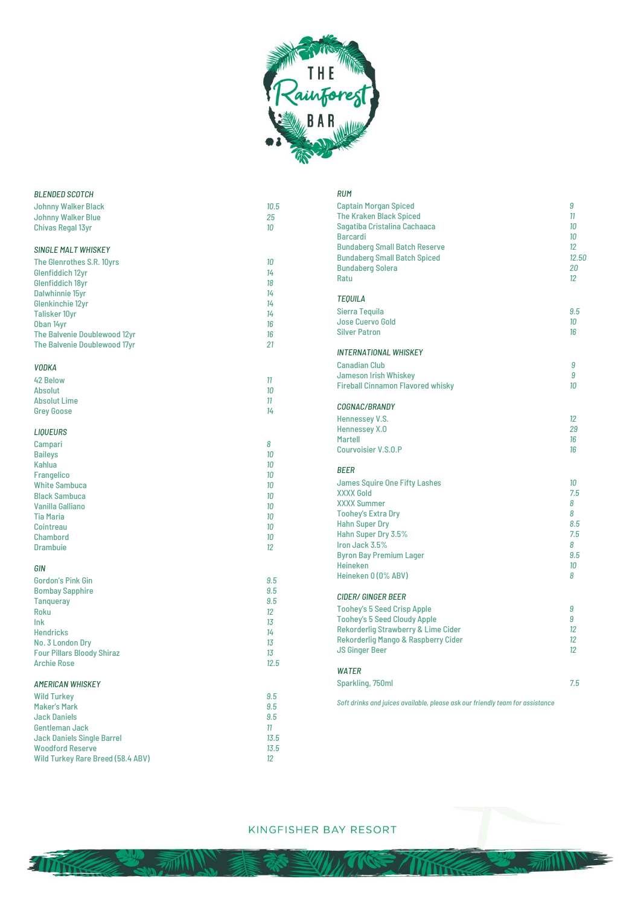# THE Rainforest BAR

## *BLENDED SCOTCH*

| | |
|---|---|
| Johnny Walker Black | *10.5* |
| Johnny Walker Blue | *25* |
| Chivas Regal 13yr | *10* |

## *SINGLE MALT WHISKEY*

| | |
|---|---|
| The Glenrothes S.R. 10yrs | *10* |
| Glenfiddich 12yr | *14* |
| Glenfiddich 18yr | *18* |
| Dalwhinnie 15yr | *14* |
| Glenkinchie 12yr | *14* |
| Talisker 10yr | *14* |
| Oban 14yr | *16* |
| The Balvenie Doublewood 12yr | *16* |
| The Balvenie Doublewood 17yr | *21* |

## *VODKA*

| | |
|---|---|
| 42 Below | *11* |
| Absolut | *10* |
| Absolut Lime | *11* |
| Grey Goose | *14* |

## *LIQUEURS*

| | |
|---|---|
| Campari | *8* |
| Baileys | *10* |
| Kahlua | *10* |
| Frangelico | *10* |
| White Sambuca | *10* |
| Black Sambuca | *10* |
| Vanilla Galliano | *10* |
| Tia Maria | *10* |
| Cointreau | *10* |
| Chambord | *10* |
| Drambuie | *12* |

## *GIN*

| | |
|---|---|
| Gordon's Pink Gin | *9.5* |
| Bombay Sapphire | *9.5* |
| Tanqueray | *9.5* |
| Roku | *12* |
| Ink | *13* |
| Hendricks | *14* |
| No. 3 London Dry | *13* |
| Four Pillars Bloody Shiraz | *13* |
| Archie Rose | *12.5* |

## *AMERICAN WHISKEY*

| | |
|---|---|
| Wild Turkey | *9.5* |
| Maker's Mark | *9.5* |
| Jack Daniels | *9.5* |
| Gentleman Jack | *11* |
| Jack Daniels Single Barrel | *13.5* |
| Woodford Reserve | *13.5* |
| Wild Turkey Rare Breed (58.4 ABV) | *12* |

## *RUM*

| | |
|---|---|
| Captain Morgan Spiced | *9* |
| The Kraken Black Spiced | *11* |
| Sagatiba Cristalina Cachaaca | *10* |
| Barcardi | *10* |
| Bundaberg Small Batch Reserve | *12* |
| Bundaberg Small Batch Spiced | *12.50* |
| Bundaberg Solera | *20* |
| Ratu | *12* |

## *TEQUILA*

| | |
|---|---|
| Sierra Tequila | *9.5* |
| Jose Cuervo Gold | *10* |
| Silver Patron | *16* |

## *INTERNATIONAL WHISKEY*

| | |
|---|---|
| Canadian Club | *9* |
| Jameson Irish Whiskey | *9* |
| Fireball Cinnamon Flavored whisky | *10* |

## *COGNAC/BRANDY*

| | |
|---|---|
| Hennessey V.S. | *12* |
| Hennessey X.O | *29* |
| Martell | *16* |
| Courvoisier V.S.O.P | *16* |

## *BEER*

| | |
|---|---|
| James Squire One Fifty Lashes | *10* |
| XXXX Gold | *7.5* |
| XXXX Summer | *8* |
| Toohey's Extra Dry | *8* |
| Hahn Super Dry | *8.5* |
| Hahn Super Dry 3.5% | *7.5* |
| Iron Jack 3.5% | *8* |
| Byron Bay Premium Lager | *9.5* |
| Heineken | *10* |
| Heineken 0 (0% ABV) | *8* |

## *CIDER/ GINGER BEER*

| | |
|---|---|
| Toohey's 5 Seed Crisp Apple | *9* |
| Toohey's 5 Seed Cloudy Apple | *9* |
| Rekorderlig Strawberry & Lime Cider | *12* |
| Rekorderlig Mango & Raspberry Cider | *12* |
| JS Ginger Beer | *12* |

## *WATER*

| | |
|---|---|
| Sparkling, 750ml | *7.5* |

*Soft drinks and juices available, please ask our friendly team for assistance*

KINGFISHER BAY RESORT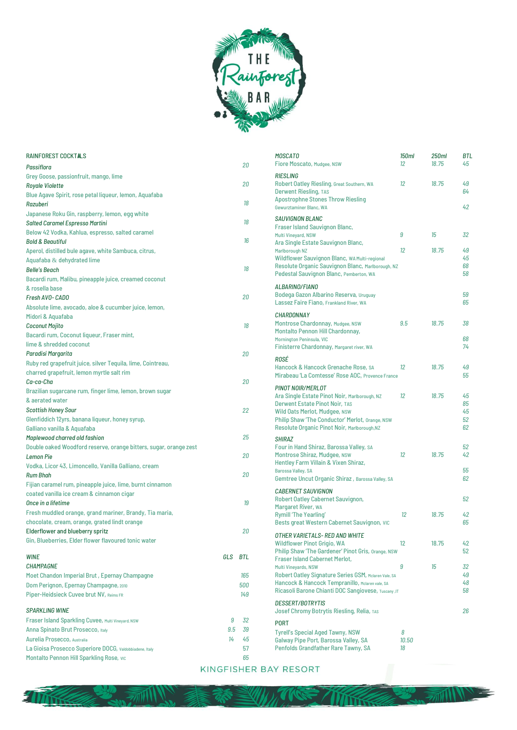# THE Rainforest BAR

## RAINFOREST COCKTAILS

| | |
|---|---|
| ***Passiflora*** | 20 |
| Grey Goose, passionfruit, mango, lime | |
| ***Royale Violette*** | 20 |
| Blue Agave Spirit, rose petal liqueur, lemon, Aquafaba | |
| ***Razuberi*** | 18 |
| Japanese Roku Gin, raspberry, lemon, egg white | |
| ***Salted Caramel Espresso Martini*** | 18 |
| Below 42 Vodka, Kahlua, espresso, salted caramel | |
| ***Bold & Beautiful*** | 16 |
| Aperol, distilled bule agave, white Sambuca, citrus, Aquafaba & dehydrated lime | |
| ***Belle's Beach*** | 18 |
| Bacardi rum, Malibu, pineapple juice, creamed coconut & rosella base | |
| ***Fresh AVO- CADO*** | 20 |
| Absolute lime, avocado, aloe & cucumber juice, lemon, Midori & Aquafaba | |
| ***Coconut Mojito*** | 18 |
| Bacardi rum, Coconut liqueur, Fraser mint, lime & shredded coconut | |
| ***Paradisi Margarita*** | 20 |
| Ruby red grapefruit juice, silver Tequila, lime, Cointreau, charred grapefruit, lemon myrtle salt rim | |
| ***Ca-ca-Cha*** | 20 |
| Brazilian sugarcane rum, finger lime, lemon, brown sugar & aerated water | |
| ***Scottish Honey Sour*** | 22 |
| Glenfiddich 12yrs, banana liqueur, honey syrup, Galliano vanilla & Aquafaba | |
| ***Maplewood charred old fashion*** | 25 |
| Double oaked Woodford reserve, orange bitters, sugar, orange zest | |
| ***Lemon Pie*** | 20 |
| Vodka, Licor 43, Limoncello, Vanilla Galliano, cream | |
| ***Rum Bhah*** | 20 |
| Fijian caramel rum, pineapple juice, lime, burnt cinnamon coated vanilla ice cream & cinnamon cigar | |
| ***Once in a lifetime*** | 19 |
| Fresh muddled orange, grand mariner, Brandy, Tia maria, chocolate, cream, orange, grated lindt orange | |
| ***Elderflower and blueberry spritz*** | 20 |
| Gin, Blueberries, Elder flower flavoured tonic water | |

## WINE

| | GLS | BTL |
|---|---|---|
| ***CHAMPAGNE*** | | |
| Moet Chandon Imperial Brut , Epernay Champagne | | 165 |
| Dom Perignon, Epernay Champagne, 2010 | | 500 |
| Piper-Heidsieck Cuvee brut NV, Reims FR | | 149 |
| ***SPARKLING WINE*** | | |
| Fraser Island Sparkling Cuvee, Multi Vineyard, NSW | 9 | 32 |
| Anna Spinato Brut Prosecco, Italy | 9.5 | 39 |
| Aurelia Prosecco, Australia | 14 | 45 |
| La Gioisa Prosecco Superiore DOCG, Valdobbiadene, Italy | | 57 |
| Montalto Pennon Hill Sparkling Rose, VIC | | 65 |

| | 150ml | 250ml | BTL |
|---|---|---|---|
| ***MOSCATO*** | | | |
| Fiore Moscato, Mudgee, NSW | 12 | 18.75 | 45 |
| ***RIESLING*** | | | |
| Robert Oatley Riesling, Great Southern, WA | 12 | 18.75 | 49 |
| Derwent Riesling, TAS | | | 64 |
| Apostrophne Stones Throw Riesling Gewurztaminer Blanc, WA | | | 42 |
| ***SAUVIGNON BLANC*** | | | |
| Fraser Island Sauvignon Blanc, Multi Vineyard, NSW | 9 | 15 | 32 |
| Ara Single Estate Sauvignon Blanc, Marlborough NZ | 12 | 18.75 | 49 |
| Wildflower Sauvignon Blanc, WA Multi-regional | | | 45 |
| Resolute Organic Sauvignon Blanc, Marlborough, NZ | | | 68 |
| Pedestal Sauvignon Blanc, Pemberton, WA | | | 58 |
| ***ALBARINO/FIANO*** | | | |
| Bodega Gazon Albarino Reserva, Uruguay | | | 59 |
| Lassez Faire Fiano, Frankland River, WA | | | 65 |
| ***CHARDONNAY*** | | | |
| Montrose Chardonnay, Mudgee, NSW | 9.5 | 18.75 | 38 |
| Montalto Pennon Hill Chardonnay, Mornington Peninsula, VIC | | | 68 |
| Finisterre Chardonnay, Margaret river, WA | | | 74 |
| ***ROSÉ*** | | | |
| Hancock & Hancock Grenache Rose, SA | 12 | 18.75 | 49 |
| Mirabeau 'La Comtesse' Rose AOC, Provence France | | | 55 |
| ***PINOT NOIR/MERLOT*** | | | |
| Ara Single Estate Pinot Noir, Marlborough, NZ | 12 | 18.75 | 45 |
| Derwent Estate Pinot Noir, TAS | | | 85 |
| Wild Oats Merlot, Mudgee, NSW | | | 45 |
| Philip Shaw 'The Conductor' Merlot, Orange, NSW | | | 52 |
| Resolute Organic Pinot Noir, Marlborough,NZ | | | 62 |
| ***SHIRAZ*** | | | |
| Four in Hand Shiraz, Barossa Valley, SA | | | 52 |
| Montrose Shiraz, Mudgee, NSW | 12 | 18.75 | 42 |
| Hentley Farm Villain & Vixen Shiraz, Barossa Valley, SA | | | 55 |
| Gemtree Uncut Organic Shiraz , Barossa Valley, SA | | | 62 |
| ***CABERNET SAUVIGNON*** | | | |
| Robert Oatley Cabernet Sauvignon, Margaret River, WA | | | 52 |
| Rymill 'The Yearling' | 12 | 18.75 | 42 |
| Bests great Western Cabernet Sauvignon, VIC | | | 65 |
| ***OTHER VARIETALS- RED AND WHITE*** | | | |
| Wildflower Pinot Grigio, WA | 12 | 18.75 | 42 |
| Philip Shaw 'The Gardener' Pinot Gris, Orange, NSW | | | 52 |
| Fraser Island Cabernet Merlot, Multi Vineyards, NSW | 9 | 15 | 32 |
| Robert Oatley Signature Series GSM, Mclaren Vale, SA | | | 49 |
| Hancock & Hancock Tempranillo, Mclaren vale, SA | | | 48 |
| Ricasoli Barone Chianti DOC Sangiovese, Tuscany ,IT | | | 58 |
| ***DESSERT/BOTRYTIS*** | | | |
| Josef Chromy Botrytis Riesling, Relia, TAS | | | 26 |
| ***PORT*** | | | |
| Tyrell's Special Aged Tawny, NSW | 8 | | |
| Galway Pipe Port, Barossa Valley, SA | 10.50 | | |
| Penfolds Grandfather Rare Tawny, SA | 18 | | |

KINGFISHER BAY RESORT